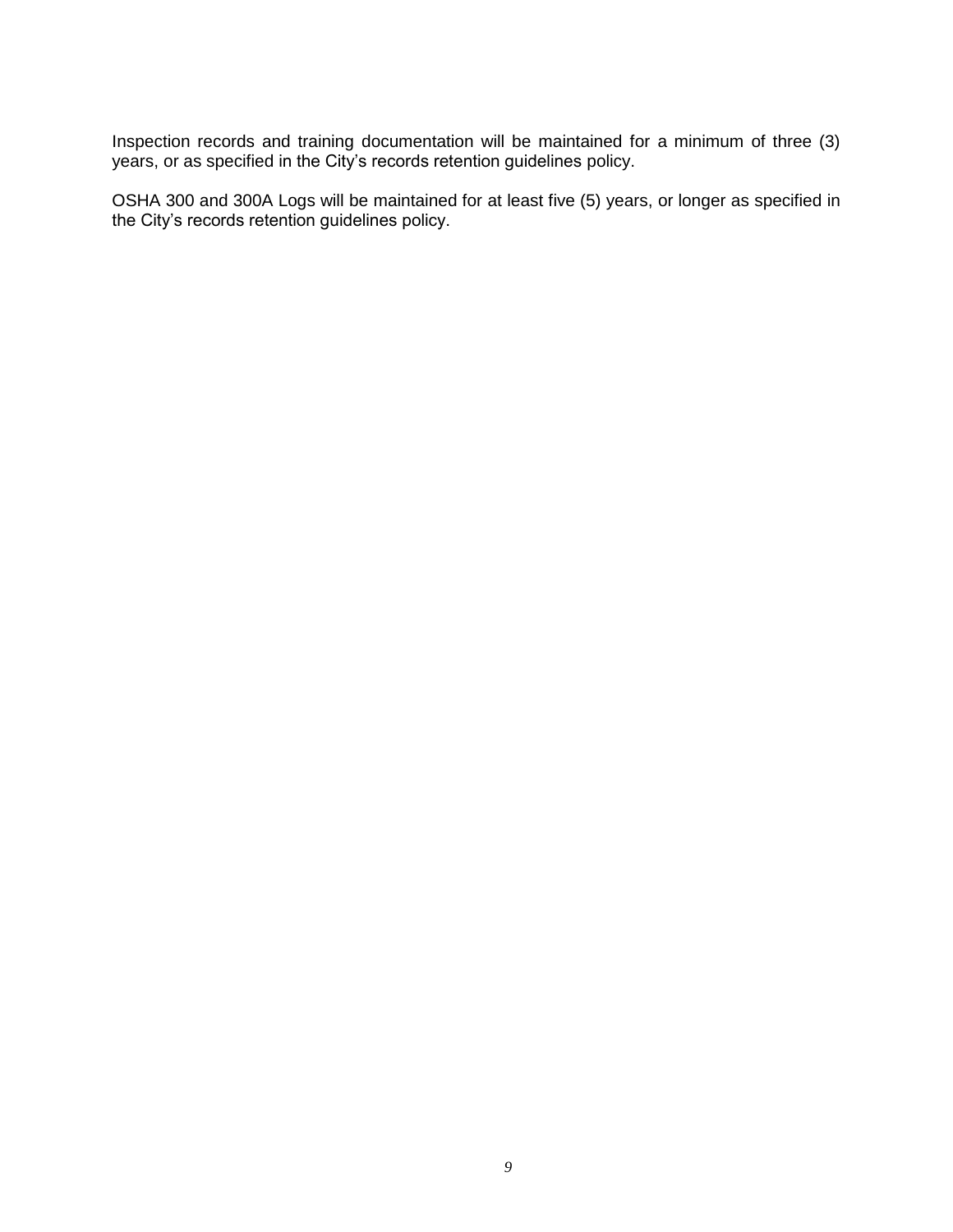Inspection records and training documentation will be maintained for a minimum of three (3) years, or as specified in the City's records retention guidelines policy.

OSHA 300 and 300A Logs will be maintained for at least five (5) years, or longer as specified in the City's records retention guidelines policy.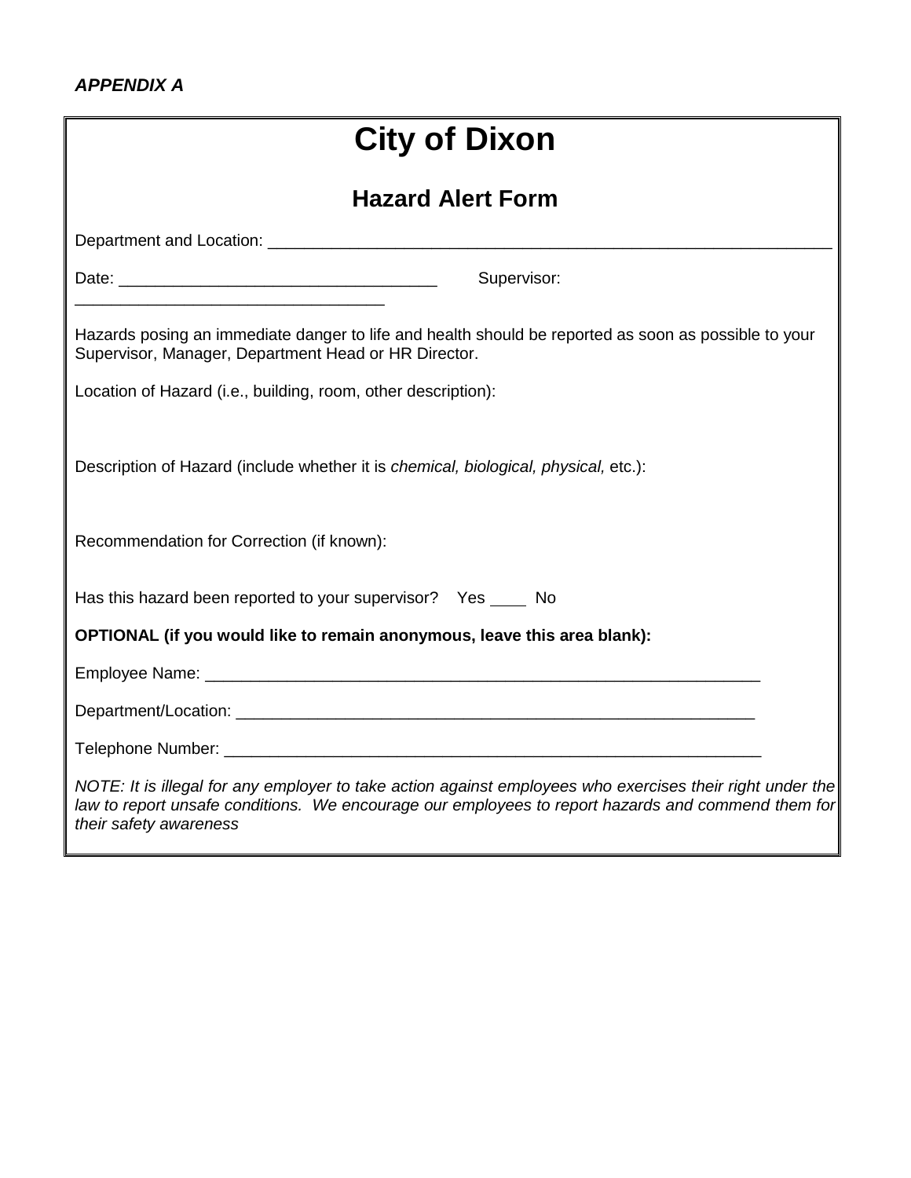***APPENDIX A***

# City of Dixon

## Hazard Alert Form

Department and Location: ___________________________________________________________

Date: ___________________________________ Supervisor: ___________________________________

Hazards posing an immediate danger to life and health should be reported as soon as possible to your Supervisor, Manager, Department Head or HR Director.

Location of Hazard (i.e., building, room, other description):

Description of Hazard (include whether it is *chemical, biological, physical,* etc.):

Recommendation for Correction (if known):

Has this hazard been reported to your supervisor? Yes ____ No

**OPTIONAL (if you would like to remain anonymous, leave this area blank):**

Employee Name: ___________________________________________________________

Department/Location: ______________________________________________________

Telephone Number: ________________________________________________________

*NOTE: It is illegal for any employer to take action against employees who exercises their right under the law to report unsafe conditions. We encourage our employees to report hazards and commend them for their safety awareness*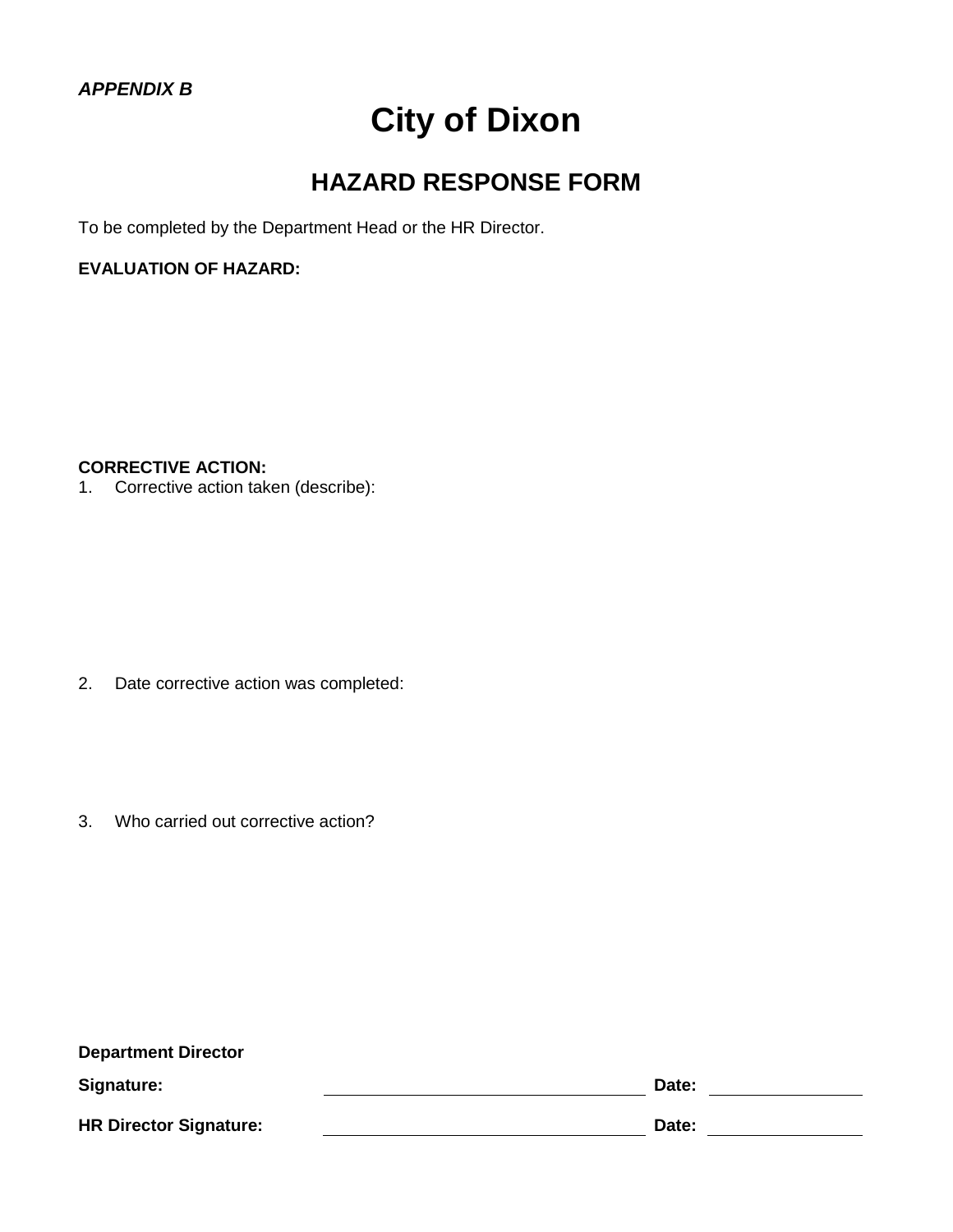***APPENDIX B***

# City of Dixon

## HAZARD RESPONSE FORM

To be completed by the Department Head or the HR Director.

**EVALUATION OF HAZARD:**

**CORRECTIVE ACTION:**

1. Corrective action taken (describe):

2. Date corrective action was completed:

3. Who carried out corrective action?

**Department Director**

**Signature:** \_\_\_\_\_\_\_\_\_\_\_\_\_\_\_\_\_\_\_\_\_\_\_\_\_\_\_\_\_\_ **Date:** \_\_\_\_\_\_\_\_\_\_\_\_\_\_

**HR Director Signature:** \_\_\_\_\_\_\_\_\_\_\_\_\_\_\_\_\_\_\_\_\_\_\_\_\_\_\_\_\_\_ **Date:** \_\_\_\_\_\_\_\_\_\_\_\_\_\_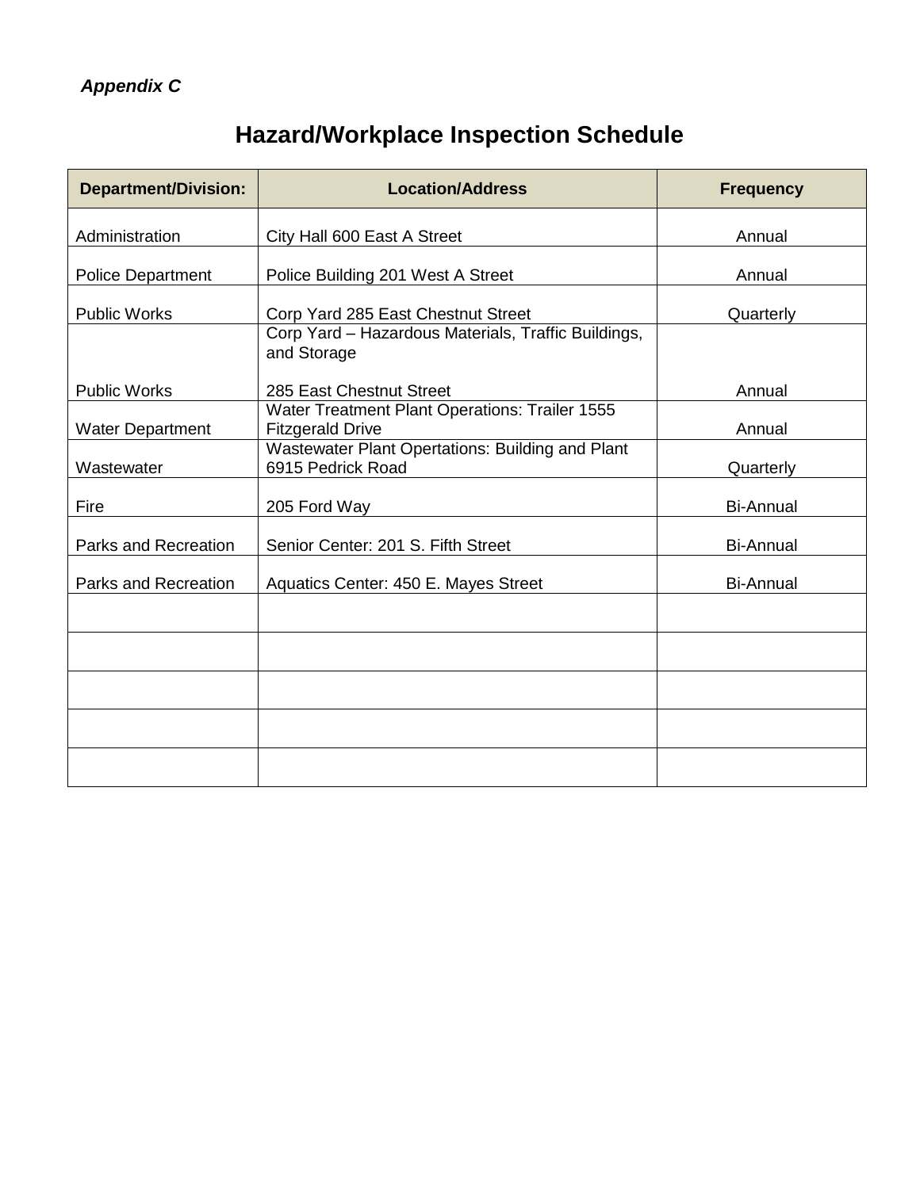*Appendix C*

# Hazard/Workplace Inspection Schedule

| Department/Division: | Location/Address | Frequency |
|---|---|---|
| Administration | City Hall 600 East A Street | Annual |
| Police Department | Police Building 201 West A Street | Annual |
| Public Works | Corp Yard 285 East Chestnut Street | Quarterly |
| Public Works | Corp Yard – Hazardous Materials, Traffic Buildings, and Storage<br><br>285 East Chestnut Street | Annual |
| Water Department | Water Treatment Plant Operations: Trailer 1555 Fitzgerald Drive | Annual |
| Wastewater | Wastewater Plant Opertations: Building and Plant 6915 Pedrick Road | Quarterly |
| Fire | 205 Ford Way | Bi-Annual |
| Parks and Recreation | Senior Center: 201 S. Fifth Street | Bi-Annual |
| Parks and Recreation | Aquatics Center: 450 E. Mayes Street | Bi-Annual |
| | | |
| | | |
| | | |
| | | |
| | | |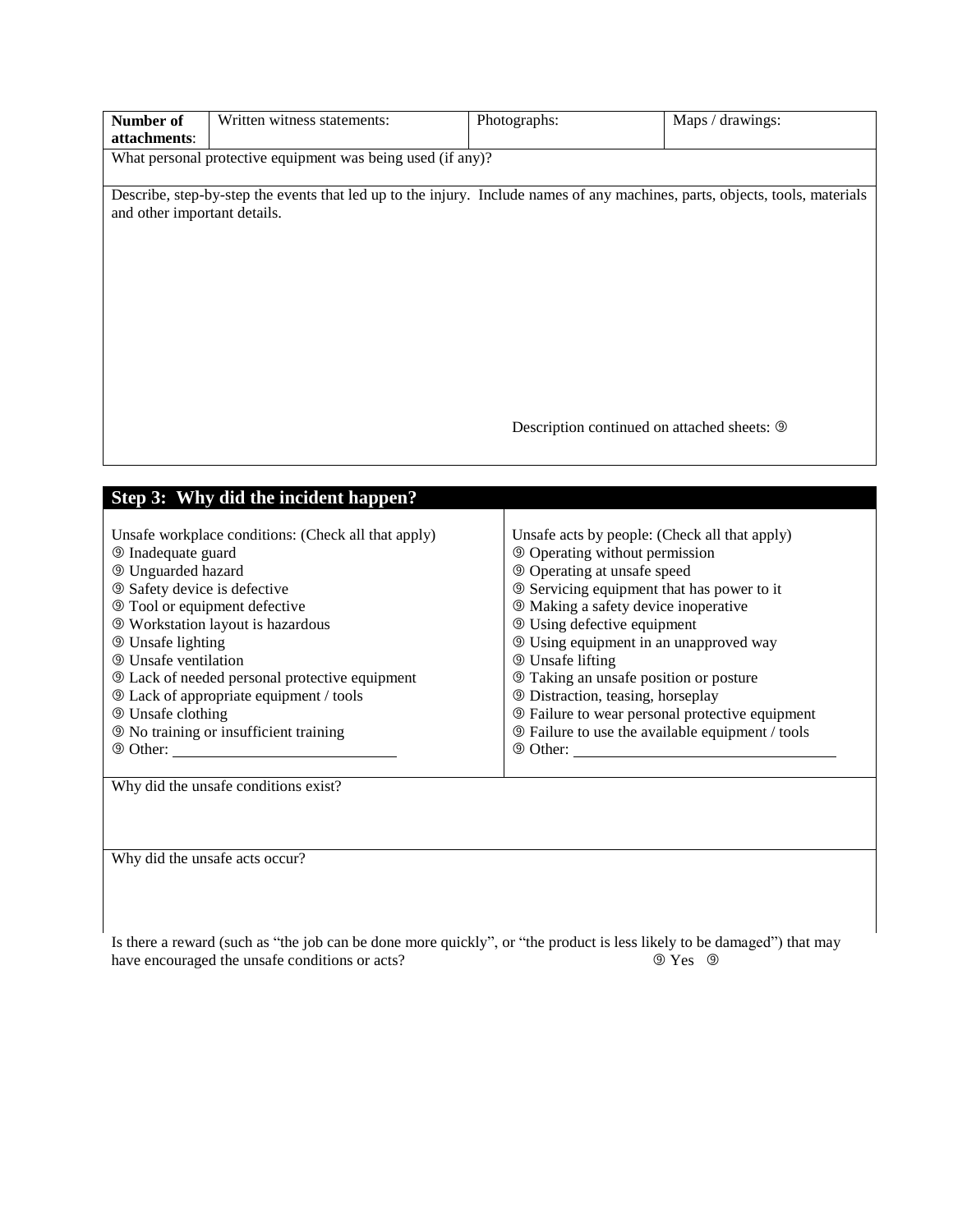| **Number of attachments**: | Written witness statements: | Photographs: | Maps / drawings: |
|---|---|---|---|

What personal protective equipment was being used (if any)?

Describe, step-by-step the events that led up to the injury. Include names of any machines, parts, objects, tools, materials and other important details.

Description continued on attached sheets: ⑨

## Step 3: Why did the incident happen?

Unsafe workplace conditions: (Check all that apply)

- ⑨ Inadequate guard
- ⑨ Unguarded hazard
- ⑨ Safety device is defective
- ⑨ Tool or equipment defective
- ⑨ Workstation layout is hazardous
- ⑨ Unsafe lighting
- ⑨ Unsafe ventilation
- ⑨ Lack of needed personal protective equipment
- ⑨ Lack of appropriate equipment / tools
- ⑨ Unsafe clothing
- ⑨ No training or insufficient training
- ⑨ Other: ____________________________

Unsafe acts by people: (Check all that apply)

- ⑨ Operating without permission
- ⑨ Operating at unsafe speed
- ⑨ Servicing equipment that has power to it
- ⑨ Making a safety device inoperative
- ⑨ Using defective equipment
- ⑨ Using equipment in an unapproved way
- ⑨ Unsafe lifting
- ⑨ Taking an unsafe position or posture
- ⑨ Distraction, teasing, horseplay
- ⑨ Failure to wear personal protective equipment
- ⑨ Failure to use the available equipment / tools
- ⑨ Other: ________________________________

Why did the unsafe conditions exist?

Why did the unsafe acts occur?

Is there a reward (such as "the job can be done more quickly", or "the product is less likely to be damaged") that may have encouraged the unsafe conditions or acts? ⑨ Yes ⑨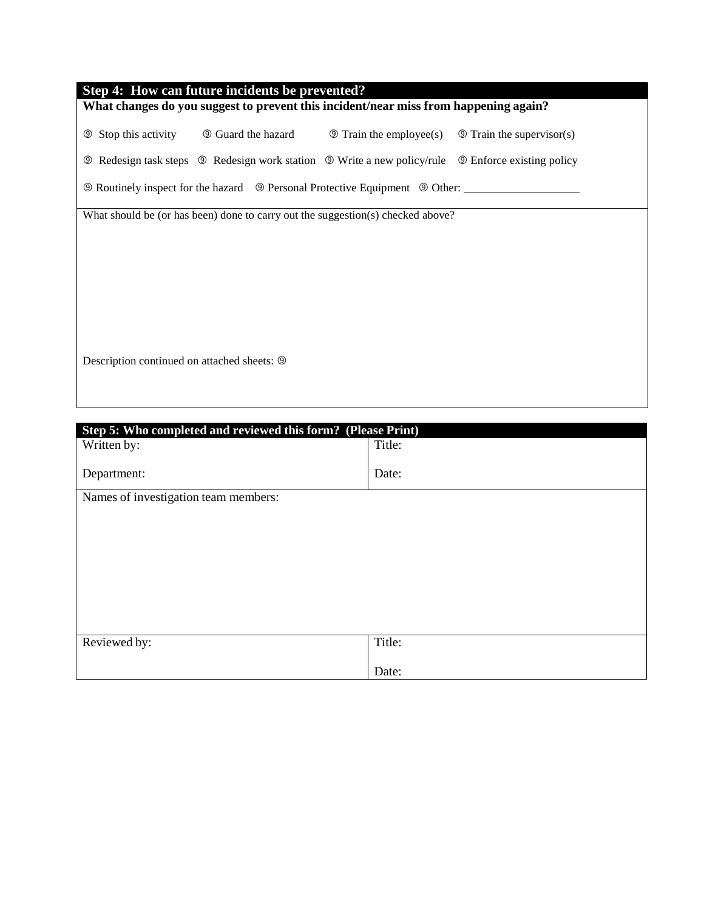## Step 4: How can future incidents be prevented?

**What changes do you suggest to prevent this incident/near miss from happening again?**

⑨ Stop this activity ⑨ Guard the hazard ⑨ Train the employee(s) ⑨ Train the supervisor(s)

⑨ Redesign task steps ⑨ Redesign work station ⑨ Write a new policy/rule ⑨ Enforce existing policy

⑨ Routinely inspect for the hazard ⑨ Personal Protective Equipment ⑨ Other: ____________________

What should be (or has been) done to carry out the suggestion(s) checked above?

Description continued on attached sheets: ⑨

## Step 5: Who completed and reviewed this form? (Please Print)

| Written by:<br><br>Department: | Title:<br><br>Date: |
|---|---|
| Names of investigation team members: | |
| Reviewed by: | Title:<br><br>Date: |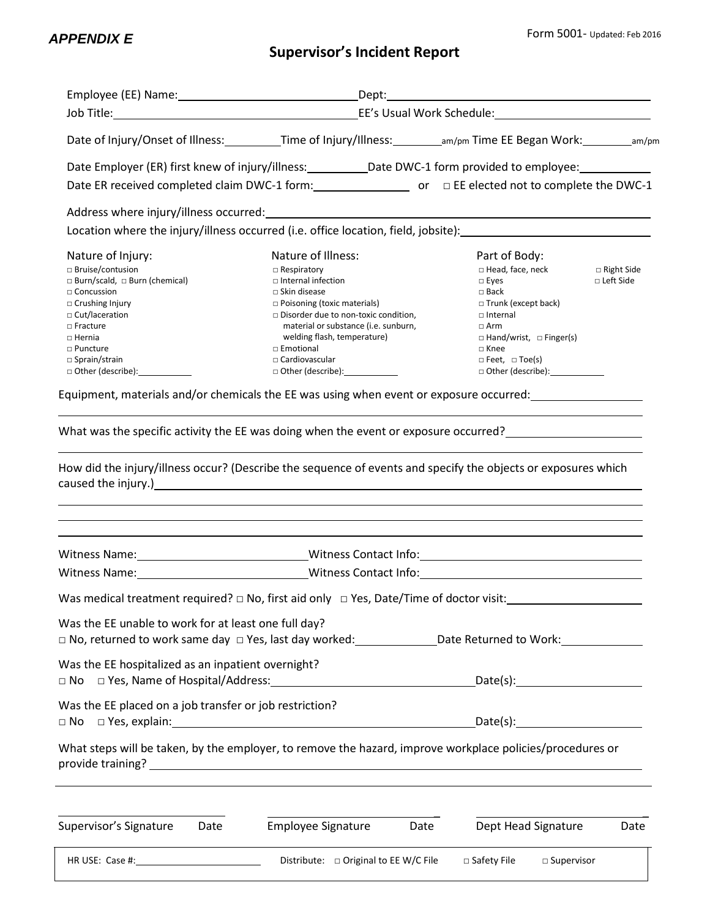*APPENDIX E*

Form 5001- Updated: Feb 2016

# Supervisor's Incident Report

Employee (EE) Name:\_\_\_\_\_\_\_\_\_\_\_\_\_\_\_\_\_\_\_\_\_\_\_\_\_\_\_\_ Dept:\_\_\_\_\_\_\_\_\_\_\_\_\_\_\_\_\_\_\_\_\_\_\_\_\_\_\_\_\_\_\_\_\_\_\_\_\_\_\_\_

Job Title:\_\_\_\_\_\_\_\_\_\_\_\_\_\_\_\_\_\_\_\_\_\_\_\_\_\_\_\_\_\_\_\_\_\_\_\_\_\_\_\_ EE's Usual Work Schedule:\_\_\_\_\_\_\_\_\_\_\_\_\_\_\_\_\_\_\_\_\_\_\_\_

Date of Injury/Onset of Illness:\_\_\_\_\_\_\_\_\_ Time of Injury/Illness:\_\_\_\_\_\_\_\_am/pm Time EE Began Work:\_\_\_\_\_\_\_\_am/pm

Date Employer (ER) first knew of injury/illness:\_\_\_\_\_\_\_\_\_ Date DWC-1 form provided to employee:\_\_\_\_\_\_\_\_\_\_\_

Date ER received completed claim DWC-1 form:\_\_\_\_\_\_\_\_\_\_\_\_\_\_\_ or □ EE elected not to complete the DWC-1

Address where injury/illness occurred:\_\_\_\_\_\_\_\_\_\_\_\_\_\_\_\_\_\_\_\_\_\_\_\_\_\_\_\_\_\_\_\_\_\_\_\_\_\_\_\_\_\_\_\_\_\_\_\_\_\_\_\_\_\_\_\_\_\_

Location where the injury/illness occurred (i.e. office location, field, jobsite):\_\_\_\_\_\_\_\_\_\_\_\_\_\_\_\_\_\_\_\_\_\_\_\_\_

**Nature of Injury:**
- □ Bruise/contusion
- □ Burn/scald, □ Burn (chemical)
- □ Concussion
- □ Crushing Injury
- □ Cut/laceration
- □ Fracture
- □ Hernia
- □ Puncture
- □ Sprain/strain
- □ Other (describe):\_\_\_\_\_\_\_\_\_\_\_

**Nature of Illness:**
- □ Respiratory
- □ Internal infection
- □ Skin disease
- □ Poisoning (toxic materials)
- □ Disorder due to non-toxic condition, material or substance (i.e. sunburn, welding flash, temperature)
- □ Emotional
- □ Cardiovascular
- □ Other (describe):\_\_\_\_\_\_\_\_\_\_\_

**Part of Body:**
- □ Head, face, neck
- □ Eyes
- □ Back
- □ Trunk (except back)
- □ Internal
- □ Arm
- □ Hand/wrist, □ Finger(s)
- □ Knee
- □ Feet, □ Toe(s)
- □ Other (describe):\_\_\_\_\_\_\_\_\_\_\_

- □ Right Side
- □ Left Side

Equipment, materials and/or chemicals the EE was using when event or exposure occurred:\_\_\_\_\_\_\_\_\_\_\_\_\_\_\_\_\_

\_\_\_\_\_\_\_\_\_\_\_\_\_\_\_\_\_\_\_\_\_\_\_\_\_\_\_\_\_\_\_\_\_\_\_\_\_\_\_\_\_\_\_\_\_\_\_\_\_\_\_\_\_\_\_\_\_\_\_\_\_\_\_\_\_\_\_\_\_\_\_\_\_\_\_\_\_\_\_\_\_\_\_\_\_\_\_\_

What was the specific activity the EE was doing when the event or exposure occurred?\_\_\_\_\_\_\_\_\_\_\_\_\_\_\_\_\_\_\_\_

\_\_\_\_\_\_\_\_\_\_\_\_\_\_\_\_\_\_\_\_\_\_\_\_\_\_\_\_\_\_\_\_\_\_\_\_\_\_\_\_\_\_\_\_\_\_\_\_\_\_\_\_\_\_\_\_\_\_\_\_\_\_\_\_\_\_\_\_\_\_\_\_\_\_\_\_\_\_\_\_\_\_\_\_\_\_\_\_

How did the injury/illness occur? (Describe the sequence of events and specify the objects or exposures which caused the injury.)\_\_\_\_\_\_\_\_\_\_\_\_\_\_\_\_\_\_\_\_\_\_\_\_\_\_\_\_\_\_\_\_\_\_\_\_\_\_\_\_\_\_\_\_\_\_\_\_\_\_\_\_\_\_\_\_\_\_\_\_\_\_\_\_\_\_\_

\_\_\_\_\_\_\_\_\_\_\_\_\_\_\_\_\_\_\_\_\_\_\_\_\_\_\_\_\_\_\_\_\_\_\_\_\_\_\_\_\_\_\_\_\_\_\_\_\_\_\_\_\_\_\_\_\_\_\_\_\_\_\_\_\_\_\_\_\_\_\_\_\_\_\_\_\_\_\_\_\_\_\_\_\_\_\_\_

\_\_\_\_\_\_\_\_\_\_\_\_\_\_\_\_\_\_\_\_\_\_\_\_\_\_\_\_\_\_\_\_\_\_\_\_\_\_\_\_\_\_\_\_\_\_\_\_\_\_\_\_\_\_\_\_\_\_\_\_\_\_\_\_\_\_\_\_\_\_\_\_\_\_\_\_\_\_\_\_\_\_\_\_\_\_\_\_

\_\_\_\_\_\_\_\_\_\_\_\_\_\_\_\_\_\_\_\_\_\_\_\_\_\_\_\_\_\_\_\_\_\_\_\_\_\_\_\_\_\_\_\_\_\_\_\_\_\_\_\_\_\_\_\_\_\_\_\_\_\_\_\_\_\_\_\_\_\_\_\_\_\_\_\_\_\_\_\_\_\_\_\_\_\_\_\_

Witness Name:\_\_\_\_\_\_\_\_\_\_\_\_\_\_\_\_\_\_\_\_\_\_\_\_\_\_\_ Witness Contact Info:\_\_\_\_\_\_\_\_\_\_\_\_\_\_\_\_\_\_\_\_\_\_\_\_\_\_\_\_\_\_\_\_\_\_\_\_

Witness Name:\_\_\_\_\_\_\_\_\_\_\_\_\_\_\_\_\_\_\_\_\_\_\_\_\_\_\_ Witness Contact Info:\_\_\_\_\_\_\_\_\_\_\_\_\_\_\_\_\_\_\_\_\_\_\_\_\_\_\_\_\_\_\_\_\_\_\_\_

Was medical treatment required? □ No, first aid only □ Yes, Date/Time of doctor visit:\_\_\_\_\_\_\_\_\_\_\_\_\_\_\_\_\_\_\_\_\_

Was the EE unable to work for at least one full day?
□ No, returned to work same day □ Yes, last day worked:\_\_\_\_\_\_\_\_\_\_\_\_\_ Date Returned to Work:\_\_\_\_\_\_\_\_\_\_\_\_\_

Was the EE hospitalized as an inpatient overnight?
□ No □ Yes, Name of Hospital/Address:\_\_\_\_\_\_\_\_\_\_\_\_\_\_\_\_\_\_\_\_\_\_\_\_\_\_\_\_\_\_\_\_\_\_ Date(s):\_\_\_\_\_\_\_\_\_\_\_\_\_\_\_\_\_\_\_\_\_

Was the EE placed on a job transfer or job restriction?
□ No □ Yes, explain:\_\_\_\_\_\_\_\_\_\_\_\_\_\_\_\_\_\_\_\_\_\_\_\_\_\_\_\_\_\_\_\_\_\_\_\_\_\_\_\_\_\_\_\_\_\_\_\_\_\_ Date(s):\_\_\_\_\_\_\_\_\_\_\_\_\_\_\_\_\_\_\_\_\_

What steps will be taken, by the employer, to remove the hazard, improve workplace policies/procedures or provide training? \_\_\_\_\_\_\_\_\_\_\_\_\_\_\_\_\_\_\_\_\_\_\_\_\_\_\_\_\_\_\_\_\_\_\_\_\_\_\_\_\_\_\_\_\_\_\_\_\_\_\_\_\_\_\_\_\_\_\_\_\_\_\_\_\_\_\_\_\_\_\_\_\_\_\_

\_\_\_\_\_\_\_\_\_\_\_\_\_\_\_\_\_\_\_\_\_\_\_\_\_\_\_\_\_\_\_\_\_\_\_\_\_\_\_\_\_\_\_\_\_\_\_\_\_\_\_\_\_\_\_\_\_\_\_\_\_\_\_\_\_\_\_\_\_\_\_\_\_\_\_\_\_\_\_\_\_\_\_\_\_\_\_\_

\_\_\_\_\_\_\_\_\_\_\_\_\_\_\_\_\_\_\_\_\_\_\_\_\_\_ \_\_\_\_\_\_\_\_\_\_\_\_\_\_\_\_\_\_\_\_\_\_\_\_\_\_\_\_\_ \_\_\_\_\_\_\_\_\_\_\_\_\_\_\_\_\_\_\_\_\_\_\_\_\_\_\_\_\_\_

Supervisor's Signature Date Employee Signature Date Dept Head Signature Date

HR USE: Case #:\_\_\_\_\_\_\_\_\_\_\_\_\_\_\_\_\_\_\_\_\_\_\_ Distribute: □ Original to EE W/C File □ Safety File □ Supervisor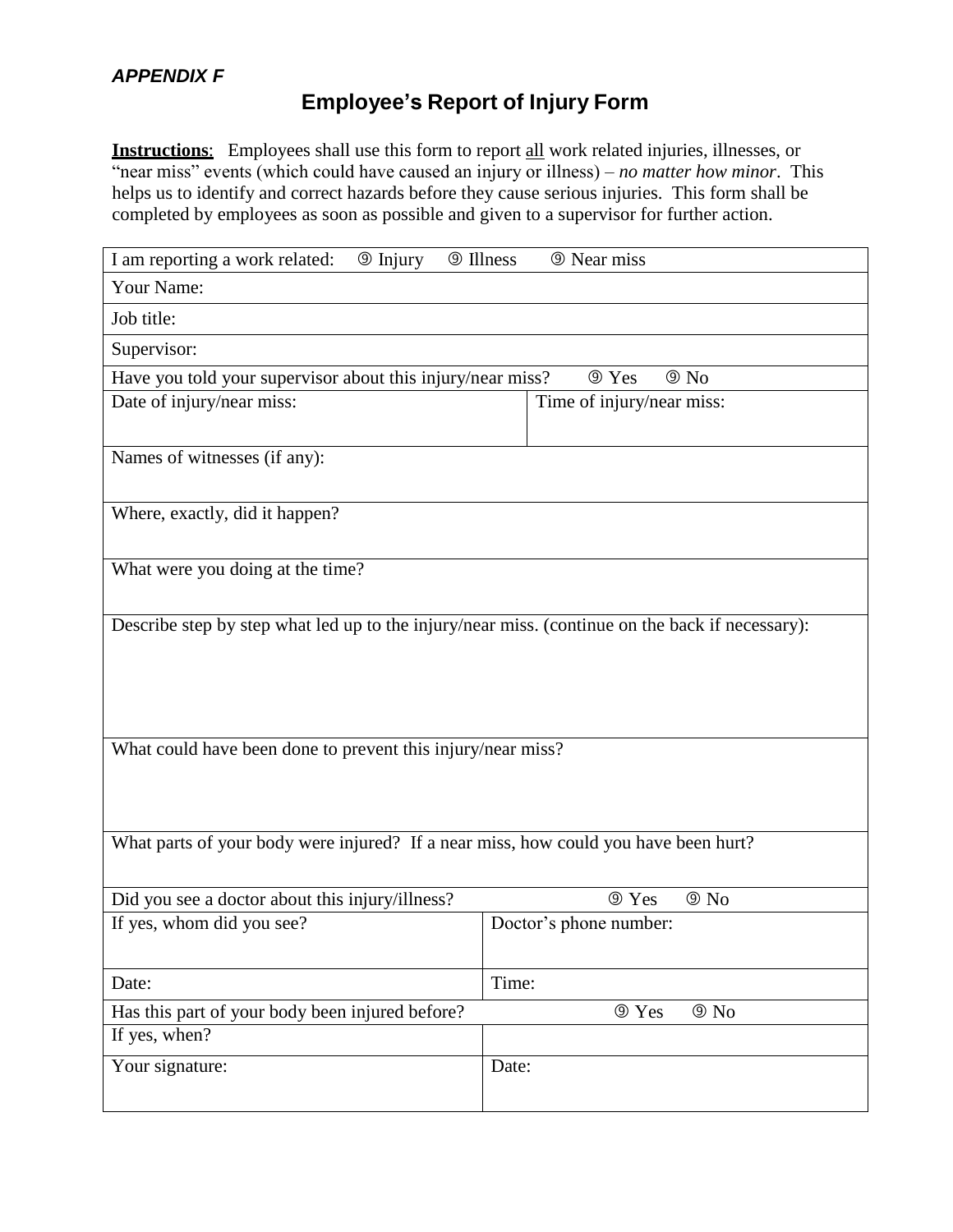***APPENDIX F***

# Employee's Report of Injury Form

**Instructions**: Employees shall use this form to report all work related injuries, illnesses, or "near miss" events (which could have caused an injury or illness) – *no matter how minor*. This helps us to identify and correct hazards before they cause serious injuries. This form shall be completed by employees as soon as possible and given to a supervisor for further action.

| | |
|---|---|
| I am reporting a work related: ⑨ Injury ⑨ Illness ⑨ Near miss | |
| Your Name: | |
| Job title: | |
| Supervisor: | |
| Have you told your supervisor about this injury/near miss? ⑨ Yes ⑨ No | |
| Date of injury/near miss: | Time of injury/near miss: |
| Names of witnesses (if any): | |
| Where, exactly, did it happen? | |
| What were you doing at the time? | |
| Describe step by step what led up to the injury/near miss. (continue on the back if necessary): | |
| What could have been done to prevent this injury/near miss? | |
| What parts of your body were injured? If a near miss, how could you have been hurt? | |
| Did you see a doctor about this injury/illness? ⑨ Yes ⑨ No | |
| If yes, whom did you see? | Doctor's phone number: |
| Date: | Time: |
| Has this part of your body been injured before? ⑨ Yes ⑨ No | |
| If yes, when? | |
| Your signature: | Date: |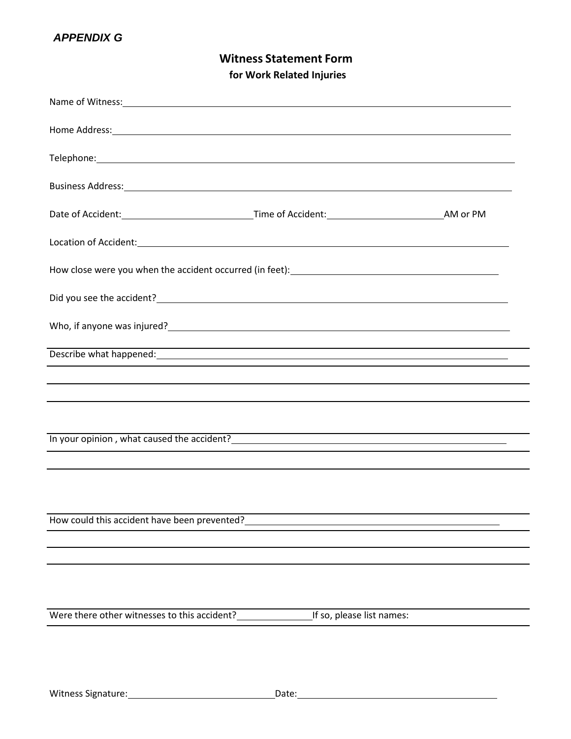***APPENDIX G***

## Witness Statement Form
### for Work Related Injuries

Name of Witness: ______________________________________________

Home Address: ______________________________________________

Telephone: ______________________________________________

Business Address: ______________________________________________

Date of Accident: ____________________ Time of Accident: ____________________ AM or PM

Location of Accident: ______________________________________________

How close were you when the accident occurred (in feet): ______________________________

Did you see the accident? ______________________________________________

Who, if anyone was injured? ______________________________________________

Describe what happened: ______________________________________________

______________________________________________________________________

______________________________________________________________________

______________________________________________________________________

In your opinion , what caused the accident? ______________________________________________

______________________________________________________________________

______________________________________________________________________

How could this accident have been prevented? ______________________________________________

______________________________________________________________________

______________________________________________________________________

______________________________________________________________________

Were there other witnesses to this accident? ______________ If so, please list names:

______________________________________________________________________

Witness Signature: ______________________________ Date: ______________________________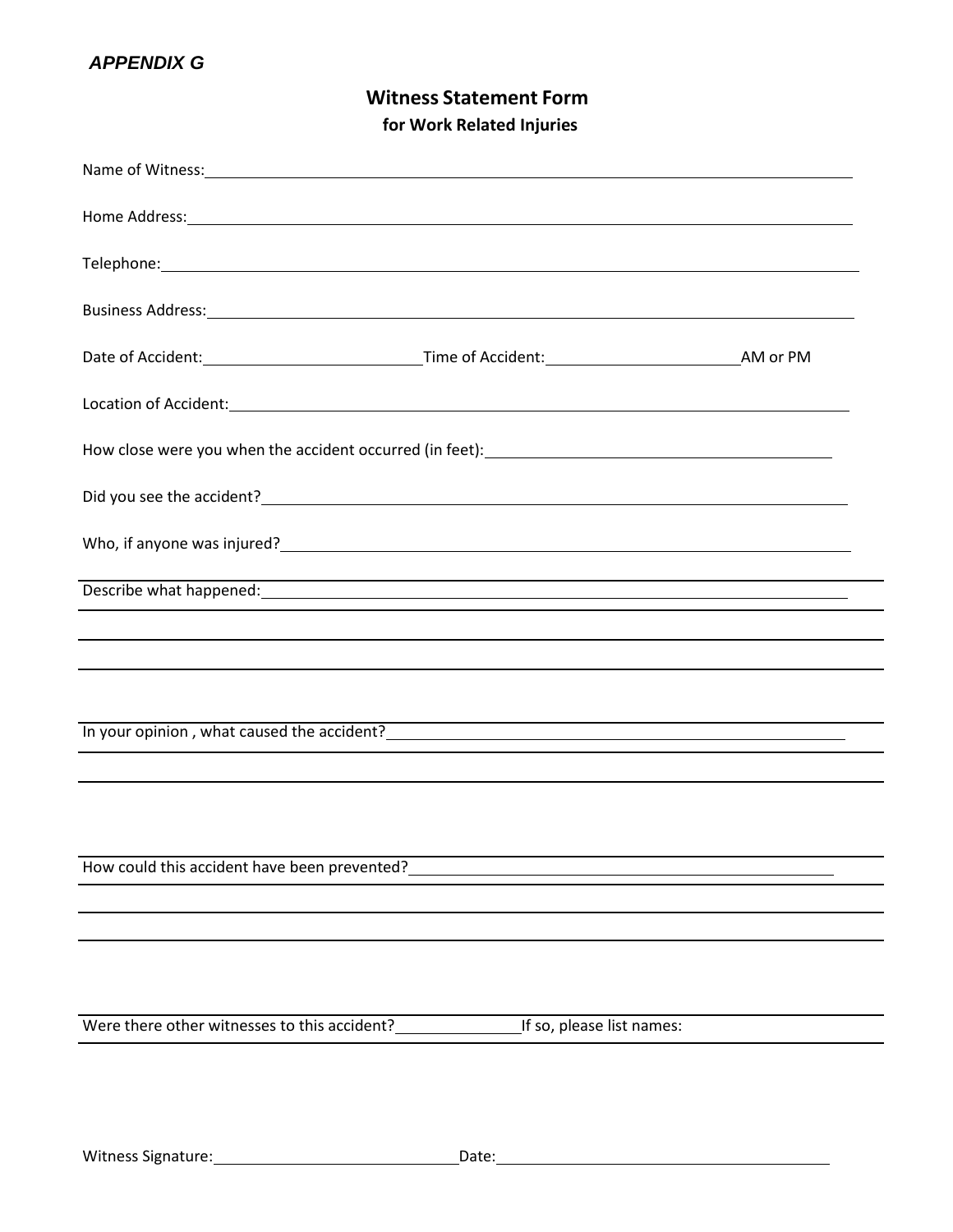***APPENDIX G***

## Witness Statement Form

### for Work Related Injuries

Name of Witness: ____________________________________________

Home Address: ____________________________________________

Telephone: ____________________________________________

Business Address: ____________________________________________

Date of Accident: ______________ Time of Accident: ______________ AM or PM

Location of Accident: ____________________________________________

How close were you when the accident occurred (in feet): ______________________

Did you see the accident? ____________________________________________

Who, if anyone was injured? ____________________________________________

Describe what happened: ____________________________________________

____________________________________________

____________________________________________

____________________________________________

In your opinion , what caused the accident? ______________________________

____________________________________________

____________________________________________

How could this accident have been prevented? ______________________________

____________________________________________

____________________________________________

____________________________________________

Were there other witnesses to this accident? __________ If so, please list names:

____________________________________________

Witness Signature: ______________________ Date: ______________________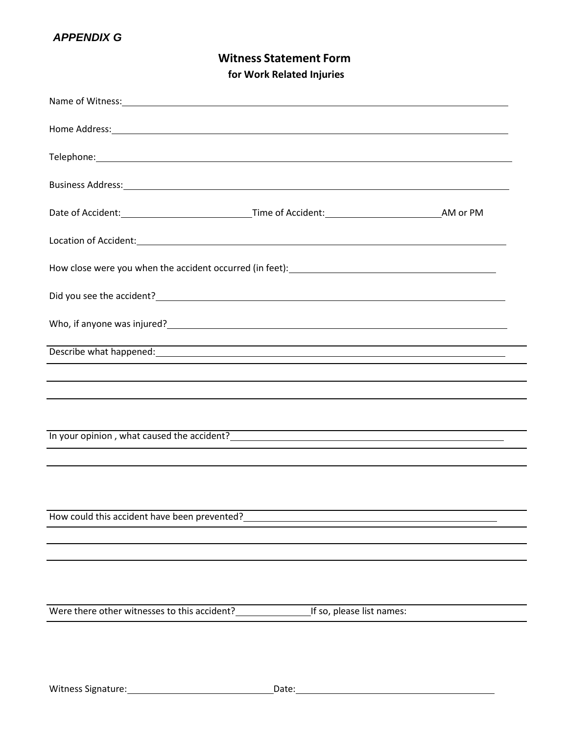*APPENDIX G*

# Witness Statement Form

### for Work Related Injuries

Name of Witness: ____________________________________________

Home Address: ____________________________________________

Telephone: ____________________________________________

Business Address: ____________________________________________

Date of Accident: ____________________ Time of Accident: ____________________ AM or PM

Location of Accident: ____________________________________________

How close were you when the accident occurred (in feet): ____________________________

Did you see the accident? ____________________________________________

Who, if anyone was injured? ____________________________________________

Describe what happened: ____________________________________________

____________________________________________________________

____________________________________________________________

____________________________________________________________

In your opinion , what caused the accident? ____________________________________

____________________________________________________________

____________________________________________________________

How could this accident have been prevented? ____________________________________

____________________________________________________________

____________________________________________________________

____________________________________________________________

Were there other witnesses to this accident? ____________ If so, please list names:

____________________________________________________________

Witness Signature: ______________________ Date: ______________________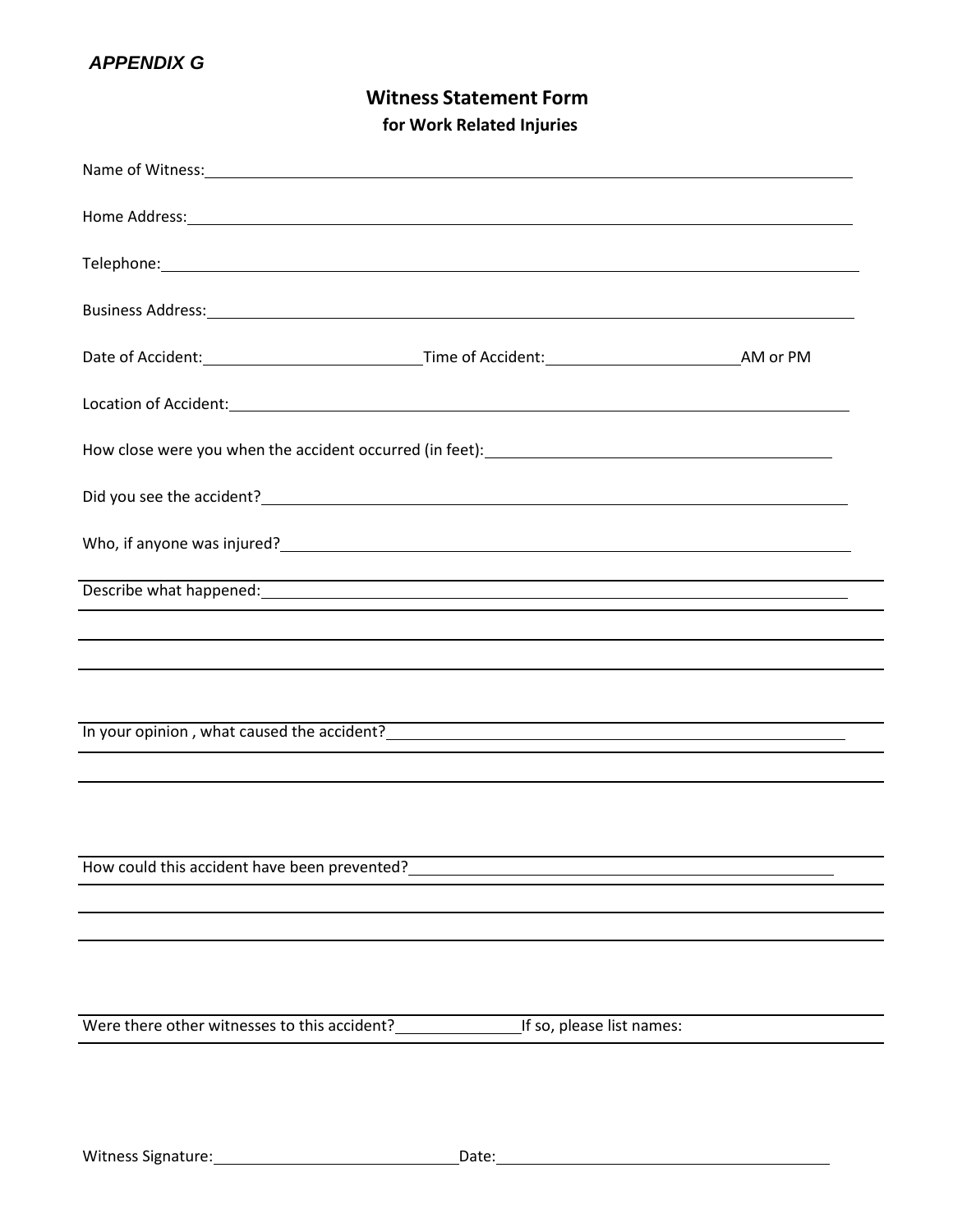*APPENDIX G*

## Witness Statement Form

### for Work Related Injuries

Name of Witness: ______________________________________________

Home Address: ______________________________________________

Telephone: ______________________________________________

Business Address: ______________________________________________

Date of Accident: ____________________ Time of Accident: ____________________ AM or PM

Location of Accident: ______________________________________________

How close were you when the accident occurred (in feet): ______________________________

Did you see the accident? ______________________________________________

Who, if anyone was injured? ______________________________________________

Describe what happened: ______________________________________________

______________________________________________

______________________________________________

______________________________________________

In your opinion , what caused the accident? ______________________________

______________________________________________

______________________________________________

How could this accident have been prevented? ______________________________

______________________________________________

______________________________________________

______________________________________________

Were there other witnesses to this accident? ______________ If so, please list names:

______________________________________________

Witness Signature: ______________________ Date: ______________________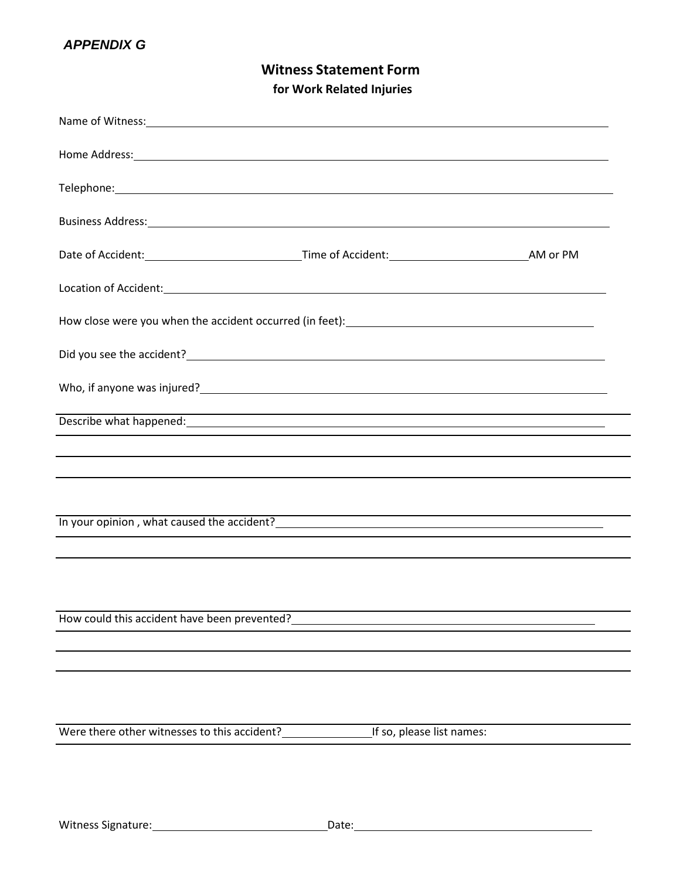*APPENDIX G*

## Witness Statement Form

### for Work Related Injuries

Name of Witness: ____________________________________________

Home Address: ____________________________________________

Telephone: ____________________________________________

Business Address: ____________________________________________

Date of Accident: ____________________ Time of Accident: ____________________ AM or PM

Location of Accident: ____________________________________________

How close were you when the accident occurred (in feet): ______________________________

Did you see the accident? ____________________________________________

Who, if anyone was injured? ____________________________________________

Describe what happened: ____________________________________________

____________________________________________

____________________________________________

____________________________________________

In your opinion , what caused the accident? ______________________________

____________________________________________

____________________________________________

How could this accident have been prevented? ______________________________

____________________________________________

____________________________________________

____________________________________________

Were there other witnesses to this accident? ____________ If so, please list names:

____________________________________________

Witness Signature: ______________________ Date: ______________________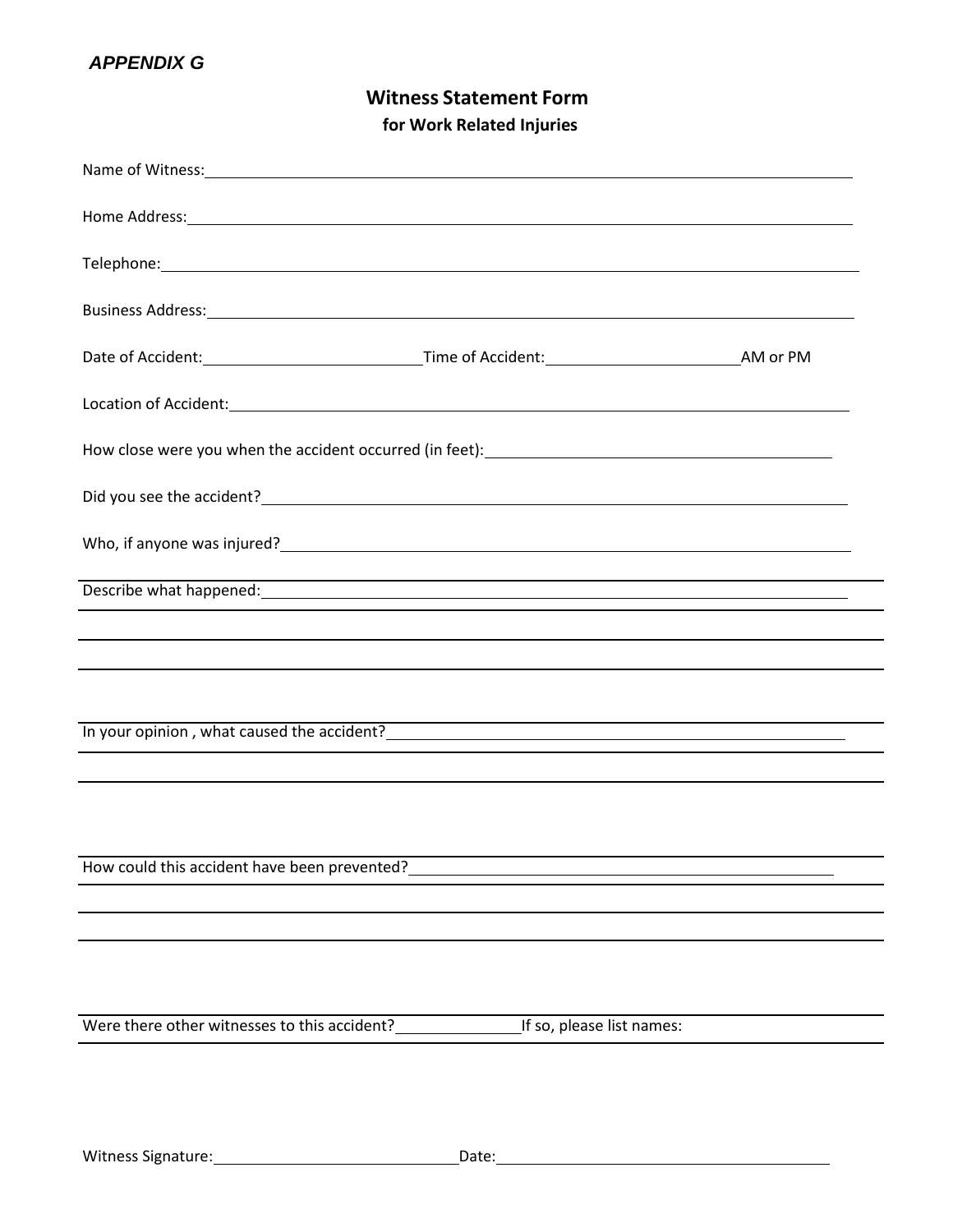*APPENDIX G*

## Witness Statement Form
### for Work Related Injuries

Name of Witness: ______________________________________________

Home Address: ______________________________________________

Telephone: ______________________________________________

Business Address: ______________________________________________

Date of Accident: ____________________ Time of Accident: ____________________ AM or PM

Location of Accident: ______________________________________________

How close were you when the accident occurred (in feet): ______________________________

Did you see the accident? ______________________________________________

Who, if anyone was injured? ______________________________________________

Describe what happened: ______________________________________________

______________________________________________________________________

______________________________________________________________________

______________________________________________________________________

In your opinion , what caused the accident? ______________________________________________

______________________________________________________________________

______________________________________________________________________

How could this accident have been prevented? ______________________________________________

______________________________________________________________________

______________________________________________________________________

______________________________________________________________________

Were there other witnesses to this accident? ____________ If so, please list names:

______________________________________________________________________

Witness Signature: ______________________ Date: ______________________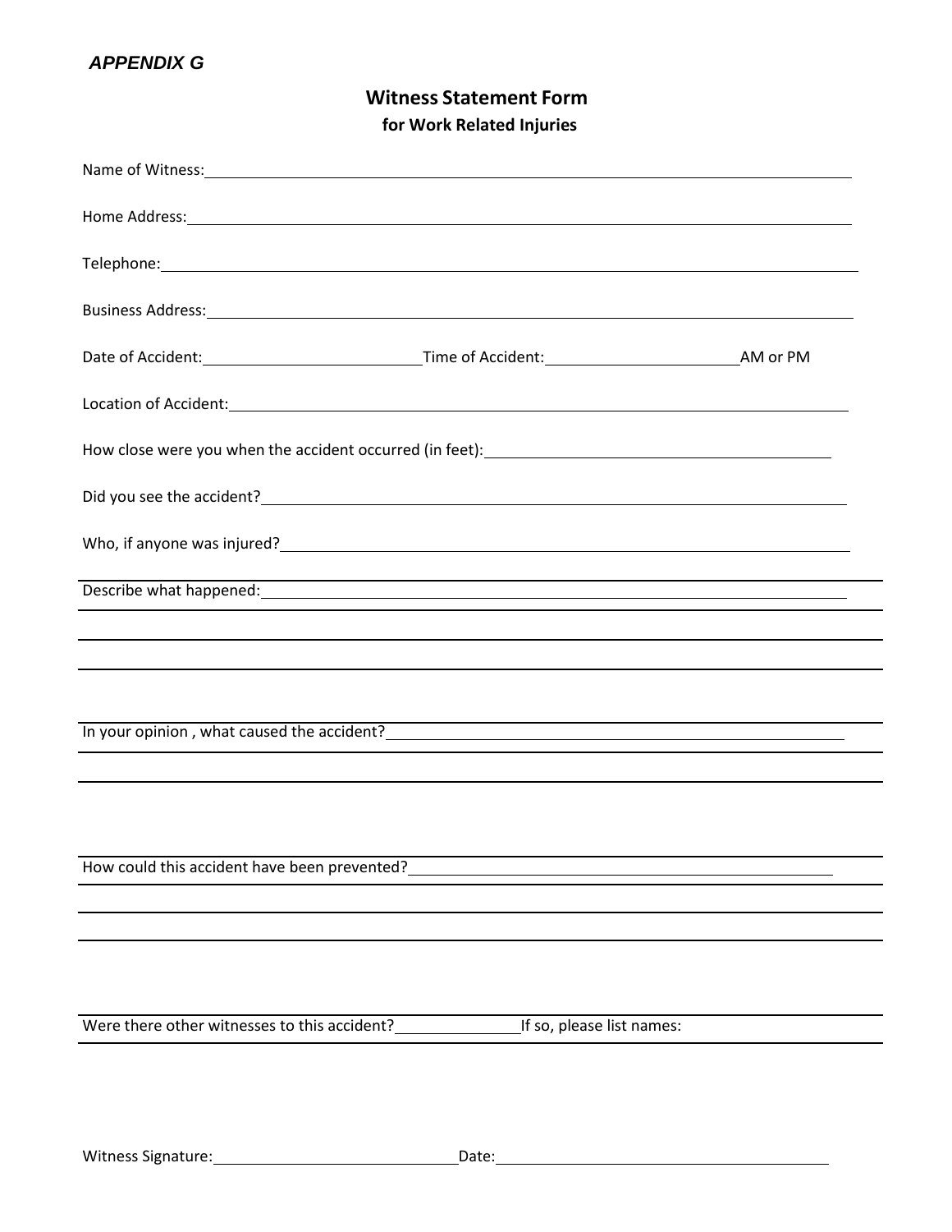*APPENDIX G*

## Witness Statement Form

### for Work Related Injuries

Name of Witness: ______________________________________________

Home Address: ______________________________________________

Telephone: ______________________________________________

Business Address: ______________________________________________

Date of Accident: ____________________ Time of Accident: ____________________ AM or PM

Location of Accident: ______________________________________________

How close were you when the accident occurred (in feet): ______________________________

Did you see the accident? ______________________________________________

Who, if anyone was injured? ______________________________________________

Describe what happened: ______________________________________________

______________________________________________

______________________________________________

______________________________________________

In your opinion , what caused the accident? ______________________________________________

______________________________________________

______________________________________________

How could this accident have been prevented? ______________________________________________

______________________________________________

______________________________________________

______________________________________________

Were there other witnesses to this accident? ____________ If so, please list names:

______________________________________________

Witness Signature: ____________________________ Date: ____________________________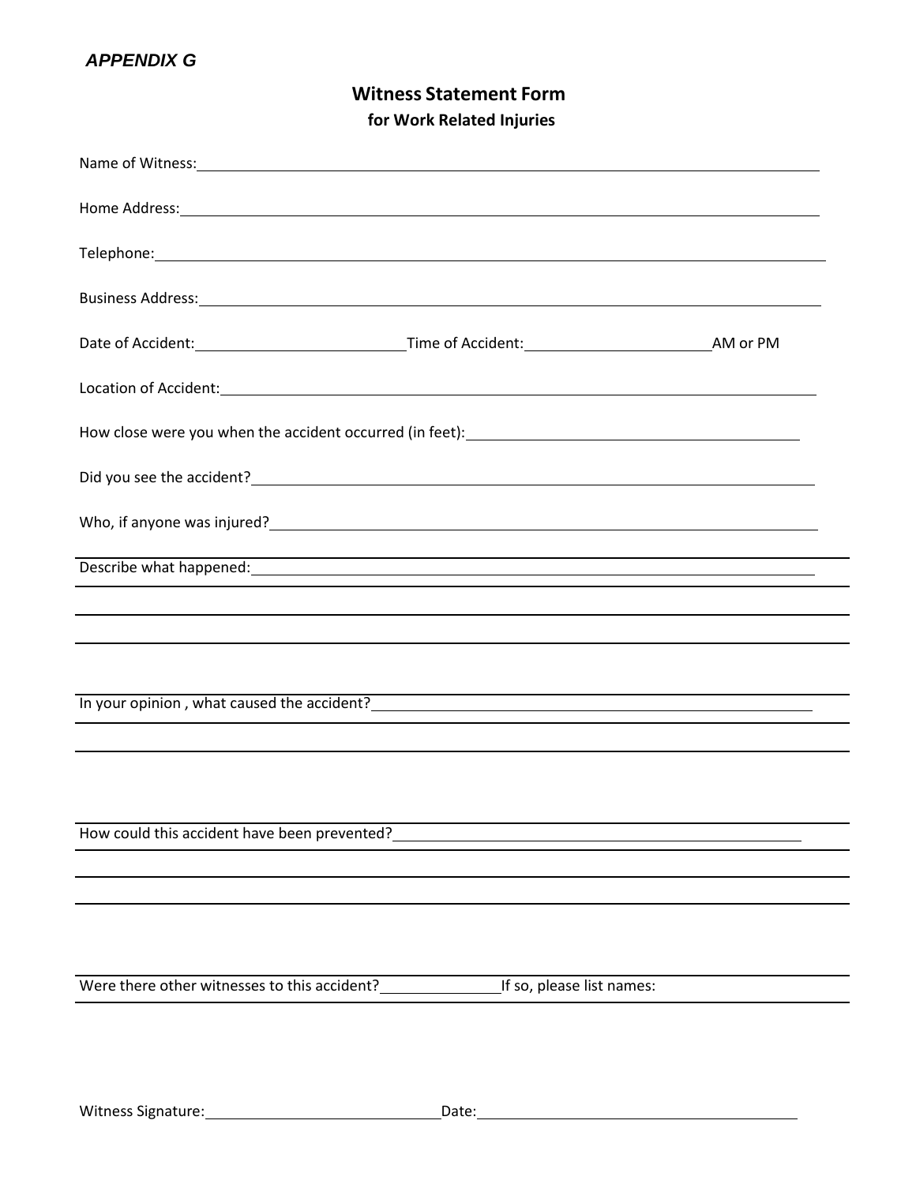*APPENDIX G*

## Witness Statement Form

### for Work Related Injuries

Name of Witness: ______________________________________________

Home Address: ______________________________________________

Telephone: ______________________________________________

Business Address: ______________________________________________

Date of Accident: ____________________ Time of Accident: ____________________ AM or PM

Location of Accident: ______________________________________________

How close were you when the accident occurred (in feet): ____________________

Did you see the accident? ______________________________________________

Who, if anyone was injured? ______________________________________________

Describe what happened: ______________________________________________

______________________________________________

______________________________________________

______________________________________________

In your opinion , what caused the accident? ______________________________________________

______________________________________________

______________________________________________

How could this accident have been prevented? ______________________________________________

______________________________________________

______________________________________________

______________________________________________

Were there other witnesses to this accident? ____________ If so, please list names:

______________________________________________

Witness Signature: ____________________ Date: ____________________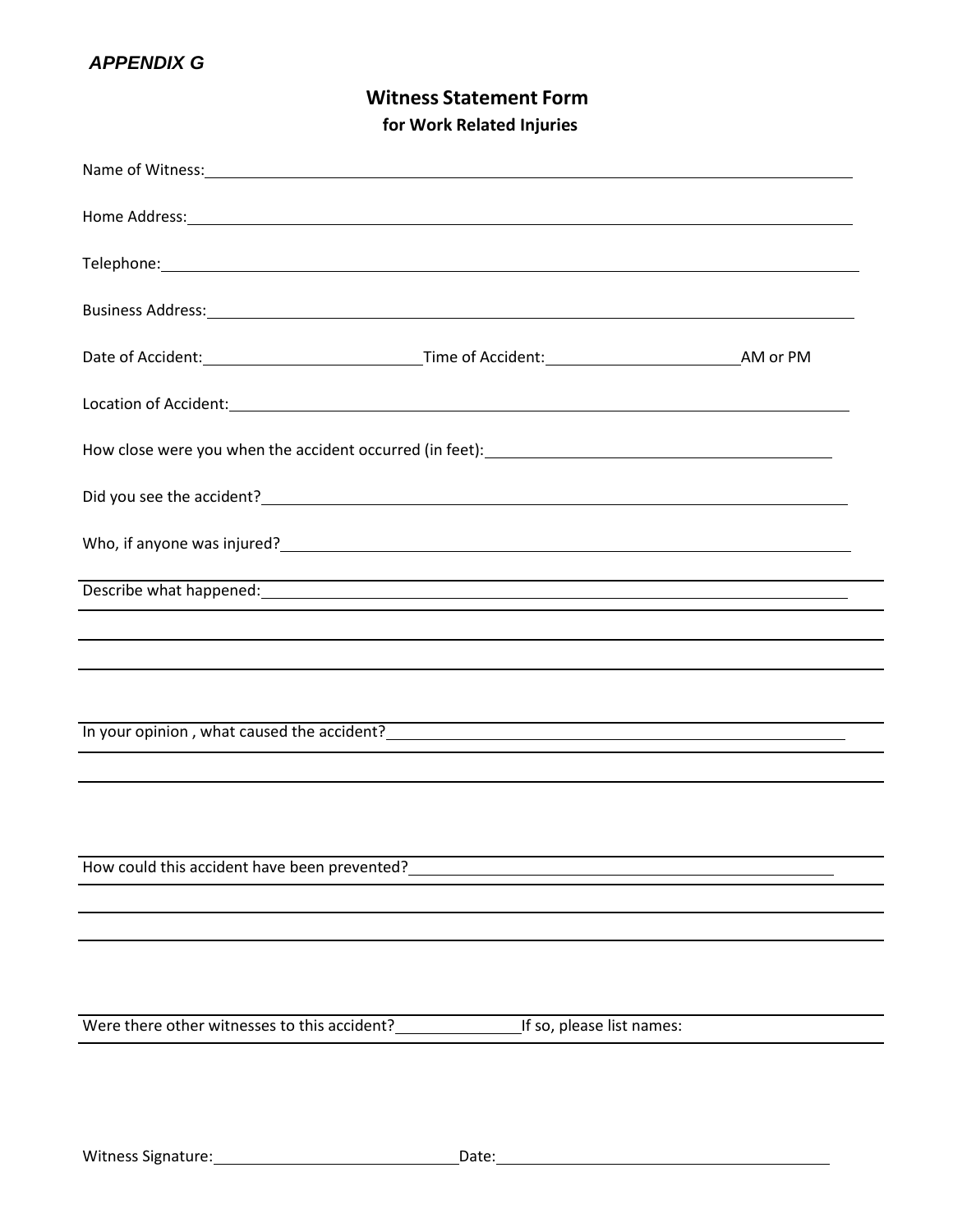*APPENDIX G*

## Witness Statement Form

### for Work Related Injuries

Name of Witness: ____________________________________________

Home Address: ____________________________________________

Telephone: ____________________________________________

Business Address: ____________________________________________

Date of Accident: ____________________ Time of Accident: ____________________ AM or PM

Location of Accident: ____________________________________________

How close were you when the accident occurred (in feet): ____________________________________________

Did you see the accident? ____________________________________________

Who, if anyone was injured? ____________________________________________

Describe what happened: ____________________________________________

____________________________________________

____________________________________________

____________________________________________

In your opinion , what caused the accident? ____________________________________________

____________________________________________

____________________________________________

How could this accident have been prevented? ____________________________________________

____________________________________________

____________________________________________

____________________________________________

Were there other witnesses to this accident? ______________ If so, please list names:

____________________________________________

Witness Signature: ______________________________ Date: ______________________________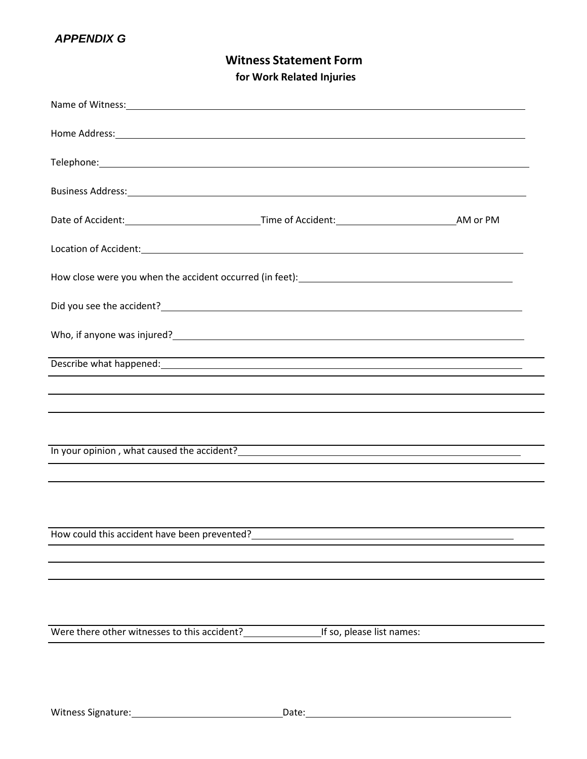*APPENDIX G*

## Witness Statement Form

### for Work Related Injuries

Name of Witness: ______________________________________________

Home Address: ______________________________________________

Telephone: ______________________________________________

Business Address: ______________________________________________

Date of Accident: ____________________ Time of Accident: ____________________ AM or PM

Location of Accident: ______________________________________________

How close were you when the accident occurred (in feet): ______________________________

Did you see the accident? ______________________________________________

Who, if anyone was injured? ______________________________________________

Describe what happened: ______________________________________________

______________________________________________

______________________________________________

______________________________________________

In your opinion , what caused the accident? ______________________________________________

______________________________________________

______________________________________________

How could this accident have been prevented? ______________________________________________

______________________________________________

______________________________________________

______________________________________________

Were there other witnesses to this accident? __________ If so, please list names:

______________________________________________

Witness Signature: ____________________ Date: ____________________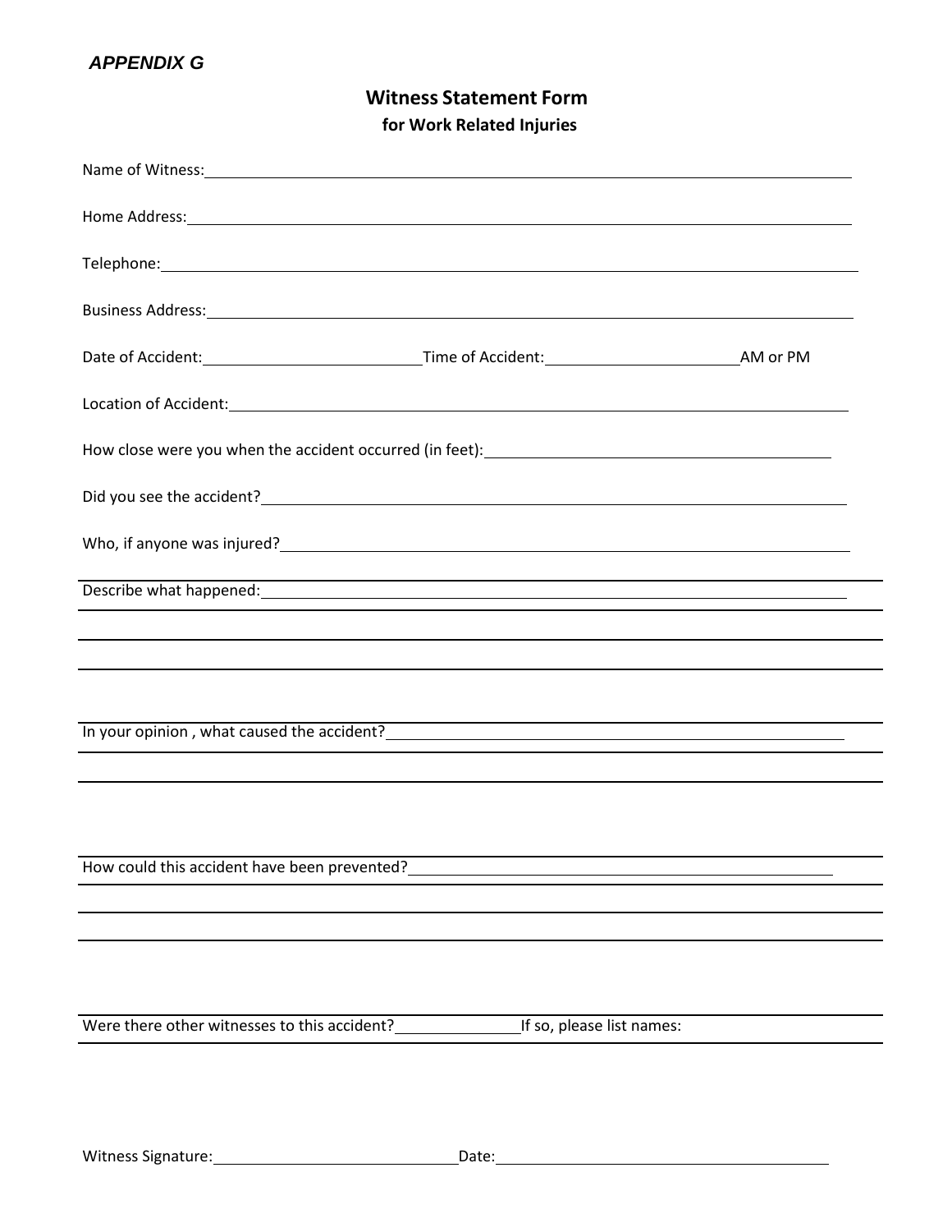*APPENDIX G*

# Witness Statement Form

## for Work Related Injuries

Name of Witness: ______________________________________________

Home Address: ______________________________________________

Telephone: ______________________________________________

Business Address: ______________________________________________

Date of Accident: ____________________ Time of Accident: ____________________ AM or PM

Location of Accident: ______________________________________________

How close were you when the accident occurred (in feet): ______________________________

Did you see the accident? ______________________________________________

Who, if anyone was injured? ______________________________________________

Describe what happened: ______________________________________________

______________________________________________

______________________________________________

______________________________________________

In your opinion , what caused the accident? ______________________________________________

______________________________________________

______________________________________________

How could this accident have been prevented? ______________________________________________

______________________________________________

______________________________________________

______________________________________________

Were there other witnesses to this accident? ______________ If so, please list names:

______________________________________________

Witness Signature: ______________________________ Date: ______________________________